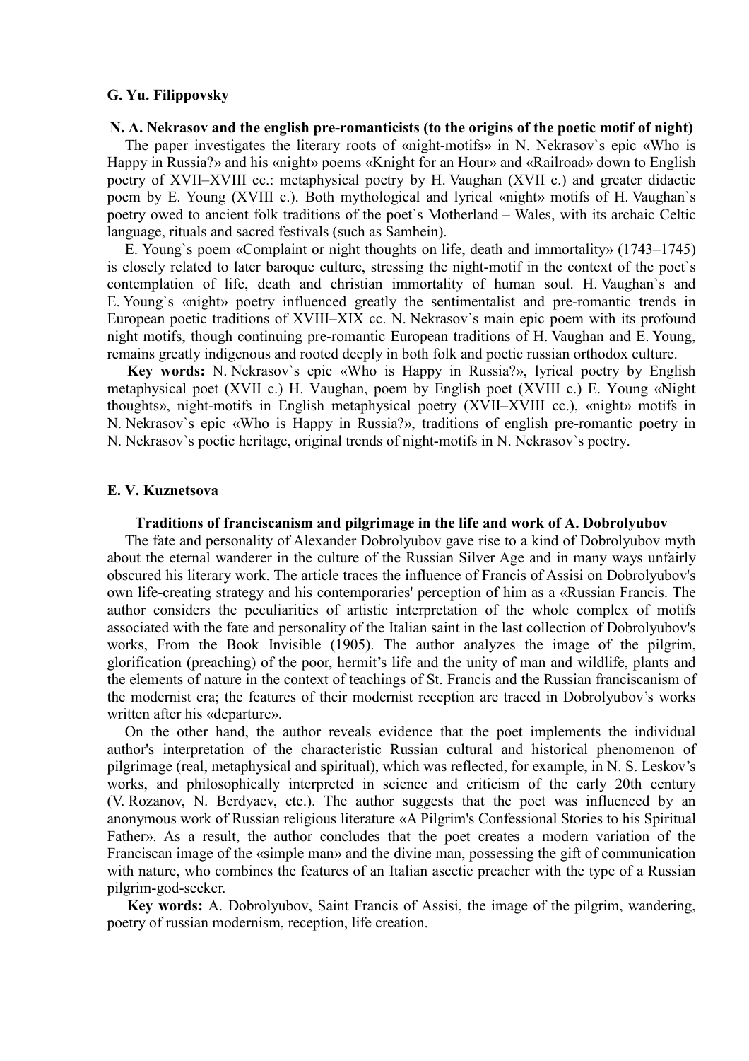**G. Yu. Filippovsky**

**N. A. Nekrasov and the english pre-romanticists (to the origins of the poetic motif of night)**

The paper investigates the literary roots of «night-motifs» in N. Nekrasov`s epic «Who is Happy in Russia?» and his «night» poems «Knight for an Hour» and «Railroad» down to English poetry of XVII–XVIII cc.: metaphysical poetry by H. Vaughan (XVII c.) and greater didactic poem by E. Young (XVIII c.). Both mythological and lyrical «night» motifs of H. Vaughan`s poetry owed to ancient folk traditions of the poet`s Motherland – Wales, with its archaic Celtic language, rituals and sacred festivals (such as Samhein).

E. Young`s poem «Complaint or night thoughts on life, death and immortality» (1743–1745) is closely related to later baroque culture, stressing the night-motif in the context of the poet`s contemplation of life, death and christian immortality of human soul. H. Vaughan`s and E. Young`s «night» poetry influenced greatly the sentimentalist and pre-romantic trends in European poetic traditions of XVIII–XIX cc. N. Nekrasov`s main epic poem with its profound night motifs, though continuing pre-romantic European traditions of H. Vaughan and E. Young, remains greatly indigenous and rooted deeply in both folk and poetic russian orthodox culture.

**Key words:** N. Nekrasov`s epic «Who is Happy in Russia?», lyrical poetry by English metaphysical poet (XVII c.) H. Vaughan, poem by English poet (XVIII c.) E. Young «Night thoughts», night-motifs in English metaphysical poetry (XVII–XVIII cc.), «night» motifs in N. Nekrasov`s epic «Who is Happy in Russia?», traditions of english pre-romantic poetry in N. Nekrasov`s poetic heritage, original trends of night-motifs in N. Nekrasov`s poetry.

**E. V. Kuznetsova**

**Traditions of franciscanism and pilgrimage in the life and work of A. Dobrolyubov**

The fate and personality of Alexander Dobrolyubov gave rise to a kind of Dobrolyubov myth about the eternal wanderer in the culture of the Russian Silver Age and in many ways unfairly obscured his literary work. The article traces the influence of Francis of Assisi on Dobrolyubov's own life-creating strategy and his contemporaries' perception of him as a «Russian Francis. The author considers the peculiarities of artistic interpretation of the whole complex of motifs associated with the fate and personality of the Italian saint in the last collection of Dobrolyubov's works, From the Book Invisible (1905). The author analyzes the image of the pilgrim, glorification (preaching) of the poor, hermit's life and the unity of man and wildlife, plants and the elements of nature in the context of teachings of St. Francis and the Russian franciscanism of the modernist era; the features of their modernist reception are traced in Dobrolyubov's works written after his «departure».

On the other hand, the author reveals evidence that the poet implements the individual author's interpretation of the characteristic Russian cultural and historical phenomenon of pilgrimage (real, metaphysical and spiritual), which was reflected, for example, in N. S. Leskov's works, and philosophically interpreted in science and criticism of the early 20th century (V. Rozanov, N. Berdyaev, etc.). The author suggests that the poet was influenced by an anonymous work of Russian religious literature «A Pilgrim's Confessional Stories to his Spiritual Father». As a result, the author concludes that the poet creates a modern variation of the Franciscan image of the «simple man» and the divine man, possessing the gift of communication with nature, who combines the features of an Italian ascetic preacher with the type of a Russian pilgrim-god-seeker.

**Key words:** A. Dobrolyubov, Saint Francis of Assisi, the image of the pilgrim, wandering, poetry of russian modernism, reception, life creation.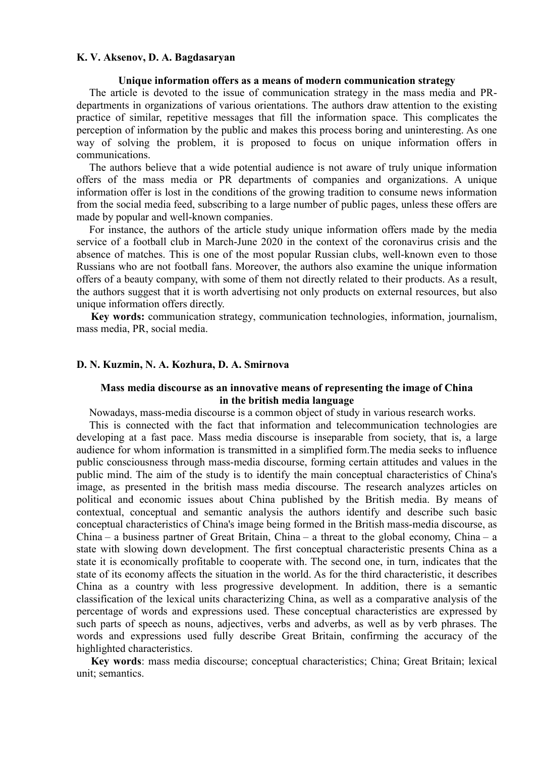**K. V. Aksenov, D. A. Bagdasaryan**

### Unique information offers as a means of modern communication strategy

The article is devoted to the issue of communication strategy in the mass media and PR-departments in organizations of various orientations. The authors draw attention to the existing practice of similar, repetitive messages that fill the information space. This complicates the perception of information by the public and makes this process boring and uninteresting. As one way of solving the problem, it is proposed to focus on unique information offers in communications.

The authors believe that a wide potential audience is not aware of truly unique information offers of the mass media or PR departments of companies and organizations. A unique information offer is lost in the conditions of the growing tradition to consume news information from the social media feed, subscribing to a large number of public pages, unless these offers are made by popular and well-known companies.

For instance, the authors of the article study unique information offers made by the media service of a football club in March-June 2020 in the context of the coronavirus crisis and the absence of matches. This is one of the most popular Russian clubs, well-known even to those Russians who are not football fans. Moreover, the authors also examine the unique information offers of a beauty company, with some of them not directly related to their products. As a result, the authors suggest that it is worth advertising not only products on external resources, but also unique information offers directly.

**Key words:** communication strategy, communication technologies, information, journalism, mass media, PR, social media.

**D. N. Kuzmin, N. A. Kozhura, D. A. Smirnova**

### Mass media discourse as an innovative means of representing the image of China in the british media language

Nowadays, mass-media discourse is a common object of study in various research works.

This is connected with the fact that information and telecommunication technologies are developing at a fast pace. Mass media discourse is inseparable from society, that is, a large audience for whom information is transmitted in a simplified form.The media seeks to influence public consciousness through mass-media discourse, forming certain attitudes and values in the public mind. The aim of the study is to identify the main conceptual characteristics of China's image, as presented in the british mass media discourse. The research analyzes articles on political and economic issues about China published by the British media. By means of contextual, conceptual and semantic analysis the authors identify and describe such basic conceptual characteristics of China's image being formed in the British mass-media discourse, as China – a business partner of Great Britain, China – a threat to the global economy, China – a state with slowing down development. The first conceptual characteristic presents China as a state it is economically profitable to cooperate with. The second one, in turn, indicates that the state of its economy affects the situation in the world. As for the third characteristic, it describes China as a country with less progressive development. In addition, there is a semantic classification of the lexical units characterizing China, as well as a comparative analysis of the percentage of words and expressions used. These conceptual characteristics are expressed by such parts of speech as nouns, adjectives, verbs and adverbs, as well as by verb phrases. The words and expressions used fully describe Great Britain, confirming the accuracy of the highlighted characteristics.

**Key words**: mass media discourse; conceptual characteristics; China; Great Britain; lexical unit; semantics.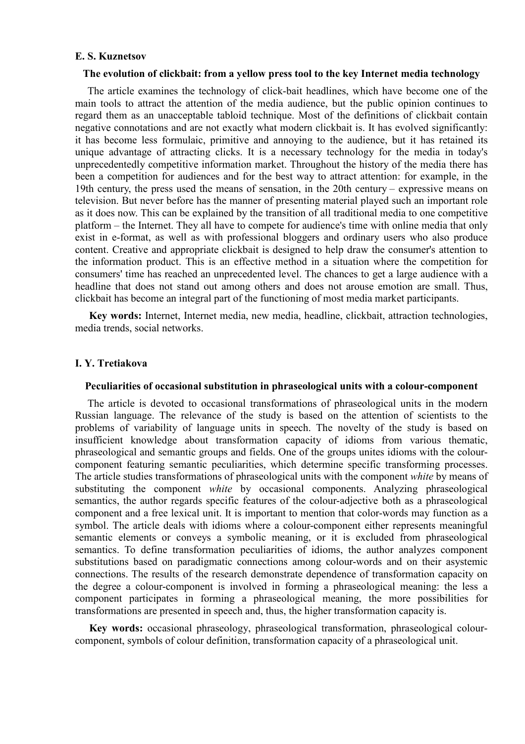**E. S. Kuznetsov**

### The evolution of clickbait: from a yellow press tool to the key Internet media technology

The article examines the technology of click-bait headlines, which have become one of the main tools to attract the attention of the media audience, but the public opinion continues to regard them as an unacceptable tabloid technique. Most of the definitions of clickbait contain negative connotations and are not exactly what modern clickbait is. It has evolved significantly: it has become less formulaic, primitive and annoying to the audience, but it has retained its unique advantage of attracting clicks. It is a necessary technology for the media in today's unprecedentedly competitive information market. Throughout the history of the media there has been a competition for audiences and for the best way to attract attention: for example, in the 19th century, the press used the means of sensation, in the 20th century – expressive means on television. But never before has the manner of presenting material played such an important role as it does now. This can be explained by the transition of all traditional media to one competitive platform – the Internet. They all have to compete for audience's time with online media that only exist in e-format, as well as with professional bloggers and ordinary users who also produce content. Creative and appropriate clickbait is designed to help draw the consumer's attention to the information product. This is an effective method in a situation where the competition for consumers' time has reached an unprecedented level. The chances to get a large audience with a headline that does not stand out among others and does not arouse emotion are small. Thus, clickbait has become an integral part of the functioning of most media market participants.

**Key words:** Internet, Internet media, new media, headline, clickbait, attraction technologies, media trends, social networks.

**I. Y. Tretiakova**

### Peculiarities of occasional substitution in phraseological units with a colour-component

The article is devoted to occasional transformations of phraseological units in the modern Russian language. The relevance of the study is based on the attention of scientists to the problems of variability of language units in speech. The novelty of the study is based on insufficient knowledge about transformation capacity of idioms from various thematic, phraseological and semantic groups and fields. One of the groups unites idioms with the colour-component featuring semantic peculiarities, which determine specific transforming processes. The article studies transformations of phraseological units with the component *white* by means of substituting the component *white* by occasional components. Analyzing phraseological semantics, the author regards specific features of the colour-adjective both as a phraseological component and a free lexical unit. It is important to mention that color-words may function as a symbol. The article deals with idioms where a colour-component either represents meaningful semantic elements or conveys a symbolic meaning, or it is excluded from phraseological semantics. To define transformation peculiarities of idioms, the author analyzes component substitutions based on paradigmatic connections among colour-words and on their asystemic connections. The results of the research demonstrate dependence of transformation capacity on the degree a colour-component is involved in forming a phraseological meaning: the less a component participates in forming a phraseological meaning, the more possibilities for transformations are presented in speech and, thus, the higher transformation capacity is.

**Key words:** occasional phraseology, phraseological transformation, phraseological colour-component, symbols of colour definition, transformation capacity of a phraseological unit.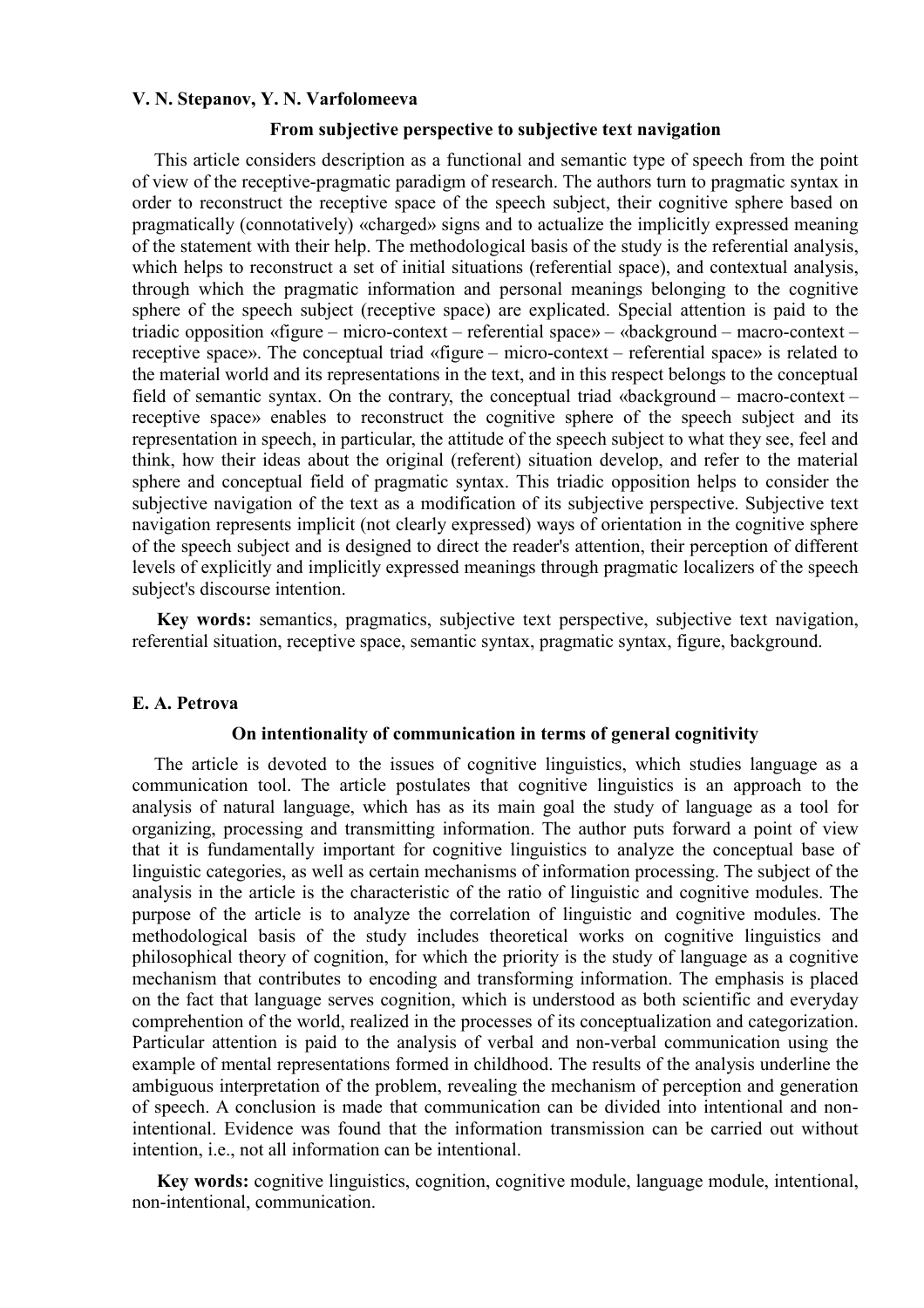**V. N. Stepanov, Y. N. Varfolomeeva**

### From subjective perspective to subjective text navigation

This article considers description as a functional and semantic type of speech from the point of view of the receptive-pragmatic paradigm of research. The authors turn to pragmatic syntax in order to reconstruct the receptive space of the speech subject, their cognitive sphere based on pragmatically (connotatively) «charged» signs and to actualize the implicitly expressed meaning of the statement with their help. The methodological basis of the study is the referential analysis, which helps to reconstruct a set of initial situations (referential space), and contextual analysis, through which the pragmatic information and personal meanings belonging to the cognitive sphere of the speech subject (receptive space) are explicated. Special attention is paid to the triadic opposition «figure – micro-context – referential space» – «background – macro-context – receptive space». The conceptual triad «figure – micro-context – referential space» is related to the material world and its representations in the text, and in this respect belongs to the conceptual field of semantic syntax. On the contrary, the conceptual triad «background – macro-context – receptive space» enables to reconstruct the cognitive sphere of the speech subject and its representation in speech, in particular, the attitude of the speech subject to what they see, feel and think, how their ideas about the original (referent) situation develop, and refer to the material sphere and conceptual field of pragmatic syntax. This triadic opposition helps to consider the subjective navigation of the text as a modification of its subjective perspective. Subjective text navigation represents implicit (not clearly expressed) ways of orientation in the cognitive sphere of the speech subject and is designed to direct the reader's attention, their perception of different levels of explicitly and implicitly expressed meanings through pragmatic localizers of the speech subject's discourse intention.

**Key words:** semantics, pragmatics, subjective text perspective, subjective text navigation, referential situation, receptive space, semantic syntax, pragmatic syntax, figure, background.

**E. A. Petrova**

### On intentionality of communication in terms of general cognitivity

The article is devoted to the issues of cognitive linguistics, which studies language as a communication tool. The article postulates that cognitive linguistics is an approach to the analysis of natural language, which has as its main goal the study of language as a tool for organizing, processing and transmitting information. The author puts forward a point of view that it is fundamentally important for cognitive linguistics to analyze the conceptual base of linguistic categories, as well as certain mechanisms of information processing. The subject of the analysis in the article is the characteristic of the ratio of linguistic and cognitive modules. The purpose of the article is to analyze the correlation of linguistic and cognitive modules. The methodological basis of the study includes theoretical works on cognitive linguistics and philosophical theory of cognition, for which the priority is the study of language as a cognitive mechanism that contributes to encoding and transforming information. The emphasis is placed on the fact that language serves cognition, which is understood as both scientific and everyday comprehention of the world, realized in the processes of its conceptualization and categorization. Particular attention is paid to the analysis of verbal and non-verbal communication using the example of mental representations formed in childhood. The results of the analysis underline the ambiguous interpretation of the problem, revealing the mechanism of perception and generation of speech. A conclusion is made that communication can be divided into intentional and non-intentional. Evidence was found that the information transmission can be carried out without intention, i.e., not all information can be intentional.

**Key words:** cognitive linguistics, cognition, cognitive module, language module, intentional, non-intentional, communication.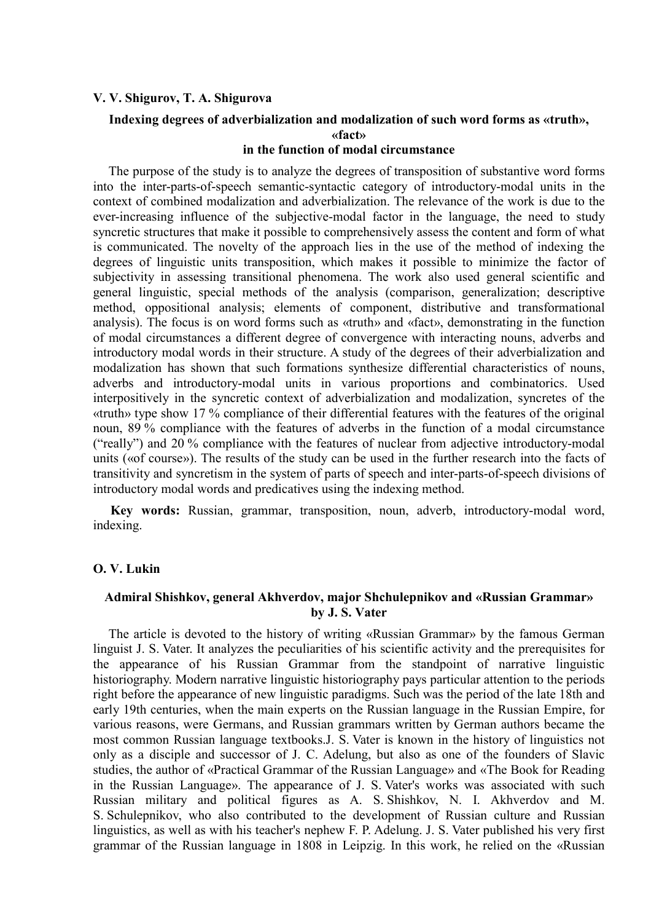**V. V. Shigurov, T. A. Shigurova**

### Indexing degrees of adverbialization and modalization of such word forms as «truth», «fact» in the function of modal circumstance

The purpose of the study is to analyze the degrees of transposition of substantive word forms into the inter-parts-of-speech semantic-syntactic category of introductory-modal units in the context of combined modalization and adverbialization. The relevance of the work is due to the ever-increasing influence of the subjective-modal factor in the language, the need to study syncretic structures that make it possible to comprehensively assess the content and form of what is communicated. The novelty of the approach lies in the use of the method of indexing the degrees of linguistic units transposition, which makes it possible to minimize the factor of subjectivity in assessing transitional phenomena. The work also used general scientific and general linguistic, special methods of the analysis (comparison, generalization; descriptive method, oppositional analysis; elements of component, distributive and transformational analysis). The focus is on word forms such as «truth» and «fact», demonstrating in the function of modal circumstances a different degree of convergence with interacting nouns, adverbs and introductory modal words in their structure. A study of the degrees of their adverbialization and modalization has shown that such formations synthesize differential characteristics of nouns, adverbs and introductory-modal units in various proportions and combinatorics. Used interpositively in the syncretic context of adverbialization and modalization, syncretes of the «truth» type show 17 % compliance of their differential features with the features of the original noun, 89 % compliance with the features of adverbs in the function of a modal circumstance ("really") and 20 % compliance with the features of nuclear from adjective introductory-modal units («of course»). The results of the study can be used in the further research into the facts of transitivity and syncretism in the system of parts of speech and inter-parts-of-speech divisions of introductory modal words and predicatives using the indexing method.

**Key words:** Russian, grammar, transposition, noun, adverb, introductory-modal word, indexing.

**O. V. Lukin**

### Admiral Shishkov, general Akhverdov, major Shchulepnikov and «Russian Grammar» by J. S. Vater

The article is devoted to the history of writing «Russian Grammar» by the famous German linguist J. S. Vater. It analyzes the peculiarities of his scientific activity and the prerequisites for the appearance of his Russian Grammar from the standpoint of narrative linguistic historiography. Modern narrative linguistic historiography pays particular attention to the periods right before the appearance of new linguistic paradigms. Such was the period of the late 18th and early 19th centuries, when the main experts on the Russian language in the Russian Empire, for various reasons, were Germans, and Russian grammars written by German authors became the most common Russian language textbooks.J. S. Vater is known in the history of linguistics not only as a disciple and successor of J. C. Adelung, but also as one of the founders of Slavic studies, the author of «Practical Grammar of the Russian Language» and «The Book for Reading in the Russian Language». The appearance of J. S. Vater's works was associated with such Russian military and political figures as A. S. Shishkov, N. I. Akhverdov and M. S. Schulepnikov, who also contributed to the development of Russian culture and Russian linguistics, as well as with his teacher's nephew F. P. Adelung. J. S. Vater published his very first grammar of the Russian language in 1808 in Leipzig. In this work, he relied on the «Russian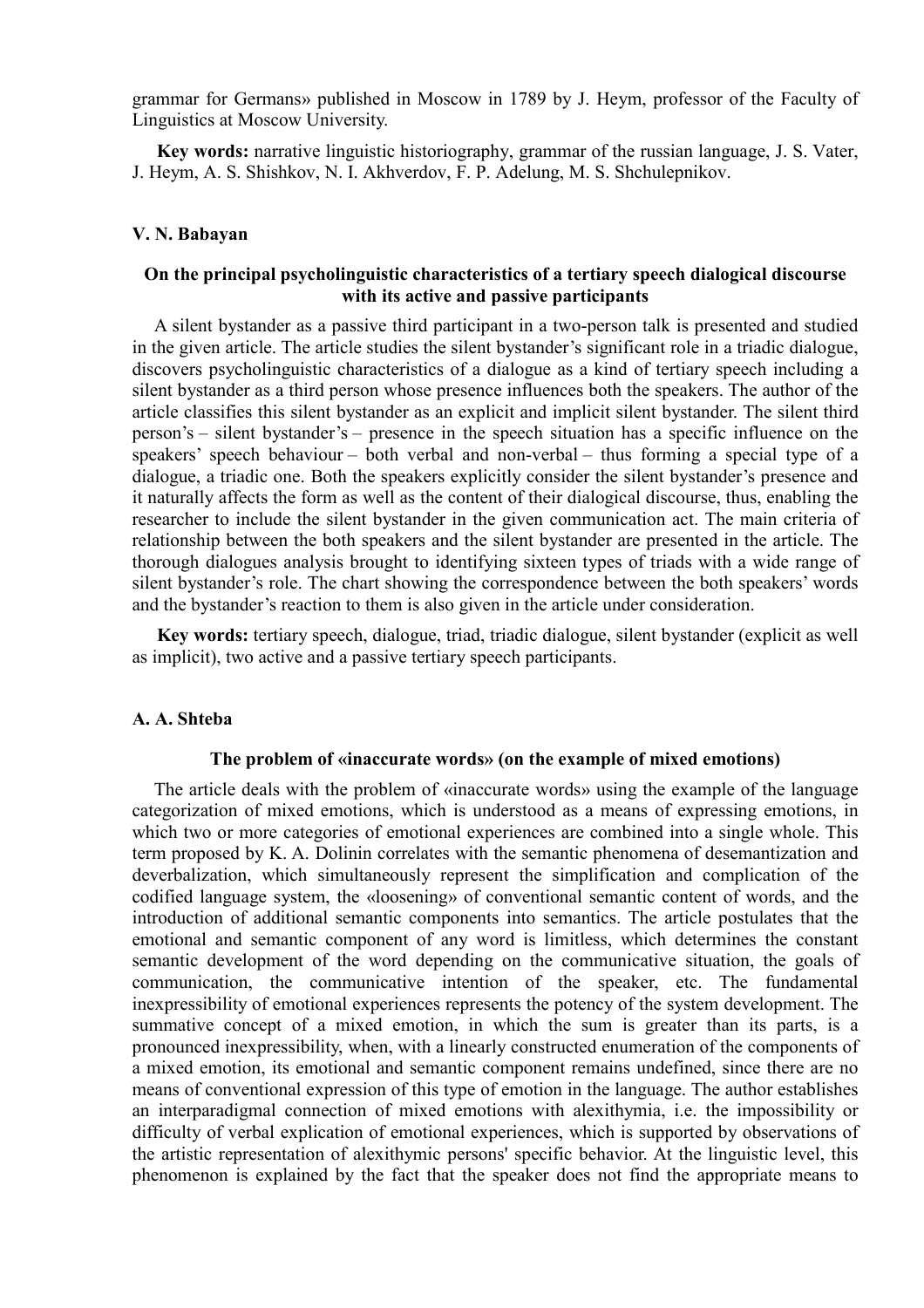grammar for Germans» published in Moscow in 1789 by J. Heym, professor of the Faculty of Linguistics at Moscow University.

**Key words:** narrative linguistic historiography, grammar of the russian language, J. S. Vater, J. Heym, A. S. Shishkov, N. I. Akhverdov, F. P. Adelung, M. S. Shchulepnikov.

**V. N. Babayan**

### On the principal psycholinguistic characteristics of a tertiary speech dialogical discourse with its active and passive participants

A silent bystander as a passive third participant in a two-person talk is presented and studied in the given article. The article studies the silent bystander's significant role in a triadic dialogue, discovers psycholinguistic characteristics of a dialogue as a kind of tertiary speech including a silent bystander as a third person whose presence influences both the speakers. The author of the article classifies this silent bystander as an explicit and implicit silent bystander. The silent third person's – silent bystander's – presence in the speech situation has a specific influence on the speakers' speech behaviour – both verbal and non-verbal – thus forming a special type of a dialogue, a triadic one. Both the speakers explicitly consider the silent bystander's presence and it naturally affects the form as well as the content of their dialogical discourse, thus, enabling the researcher to include the silent bystander in the given communication act. The main criteria of relationship between the both speakers and the silent bystander are presented in the article. The thorough dialogues analysis brought to identifying sixteen types of triads with a wide range of silent bystander's role. The chart showing the correspondence between the both speakers' words and the bystander's reaction to them is also given in the article under consideration.

**Key words:** tertiary speech, dialogue, triad, triadic dialogue, silent bystander (explicit as well as implicit), two active and a passive tertiary speech participants.

**A. A. Shteba**

### The problem of «inaccurate words» (on the example of mixed emotions)

The article deals with the problem of «inaccurate words» using the example of the language categorization of mixed emotions, which is understood as a means of expressing emotions, in which two or more categories of emotional experiences are combined into a single whole. This term proposed by K. A. Dolinin correlates with the semantic phenomena of desemantization and deverbalization, which simultaneously represent the simplification and complication of the codified language system, the «loosening» of conventional semantic content of words, and the introduction of additional semantic components into semantics. The article postulates that the emotional and semantic component of any word is limitless, which determines the constant semantic development of the word depending on the communicative situation, the goals of communication, the communicative intention of the speaker, etc. The fundamental inexpressibility of emotional experiences represents the potency of the system development. The summative concept of a mixed emotion, in which the sum is greater than its parts, is a pronounced inexpressibility, when, with a linearly constructed enumeration of the components of a mixed emotion, its emotional and semantic component remains undefined, since there are no means of conventional expression of this type of emotion in the language. The author establishes an interparadigmal connection of mixed emotions with alexithymia, i.e. the impossibility or difficulty of verbal explication of emotional experiences, which is supported by observations of the artistic representation of alexithymic persons' specific behavior. At the linguistic level, this phenomenon is explained by the fact that the speaker does not find the appropriate means to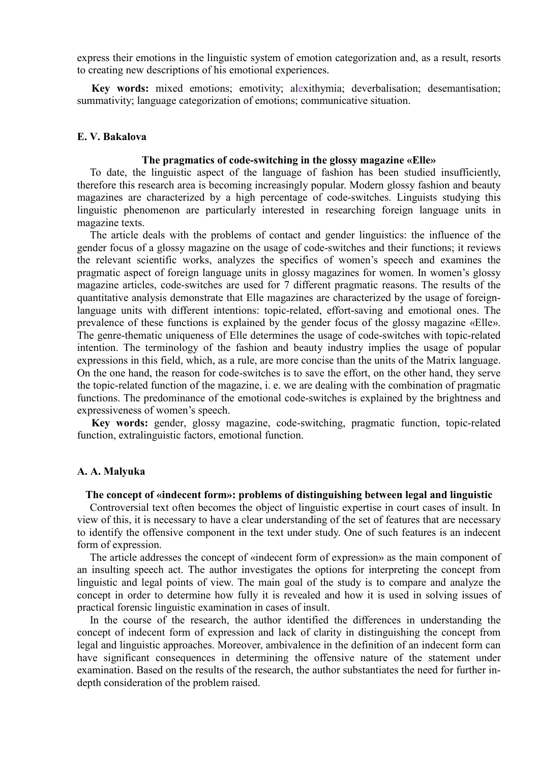express their emotions in the linguistic system of emotion categorization and, as a result, resorts to creating new descriptions of his emotional experiences.

**Key words:** mixed emotions; emotivity; alexithymia; deverbalisation; desemantisation; summativity; language categorization of emotions; communicative situation.

**E. V. Bakalova**

**The pragmatics of code-switching in the glossy magazine «Elle»**

To date, the linguistic aspect of the language of fashion has been studied insufficiently, therefore this research area is becoming increasingly popular. Modern glossy fashion and beauty magazines are characterized by a high percentage of code-switches. Linguists studying this linguistic phenomenon are particularly interested in researching foreign language units in magazine texts.

The article deals with the problems of contact and gender linguistics: the influence of the gender focus of a glossy magazine on the usage of code-switches and their functions; it reviews the relevant scientific works, analyzes the specifics of women's speech and examines the pragmatic aspect of foreign language units in glossy magazines for women. In women's glossy magazine articles, code-switches are used for 7 different pragmatic reasons. The results of the quantitative analysis demonstrate that Elle magazines are characterized by the usage of foreign-language units with different intentions: topic-related, effort-saving and emotional ones. The prevalence of these functions is explained by the gender focus of the glossy magazine «Elle». The genre-thematic uniqueness of Elle determines the usage of code-switches with topic-related intention. The terminology of the fashion and beauty industry implies the usage of popular expressions in this field, which, as a rule, are more concise than the units of the Matrix language. On the one hand, the reason for code-switches is to save the effort, on the other hand, they serve the topic-related function of the magazine, i. e. we are dealing with the combination of pragmatic functions. The predominance of the emotional code-switches is explained by the brightness and expressiveness of women's speech.

**Key words:** gender, glossy magazine, code-switching, pragmatic function, topic-related function, extralinguistic factors, emotional function.

**A. A. Malyuka**

**The concept of «indecent form»: problems of distinguishing between legal and linguistic**

Controversial text often becomes the object of linguistic expertise in court cases of insult. In view of this, it is necessary to have a clear understanding of the set of features that are necessary to identify the offensive component in the text under study. One of such features is an indecent form of expression.

The article addresses the concept of «indecent form of expression» as the main component of an insulting speech act. The author investigates the options for interpreting the concept from linguistic and legal points of view. The main goal of the study is to compare and analyze the concept in order to determine how fully it is revealed and how it is used in solving issues of practical forensic linguistic examination in cases of insult.

In the course of the research, the author identified the differences in understanding the concept of indecent form of expression and lack of clarity in distinguishing the concept from legal and linguistic approaches. Moreover, ambivalence in the definition of an indecent form can have significant consequences in determining the offensive nature of the statement under examination. Based on the results of the research, the author substantiates the need for further in-depth consideration of the problem raised.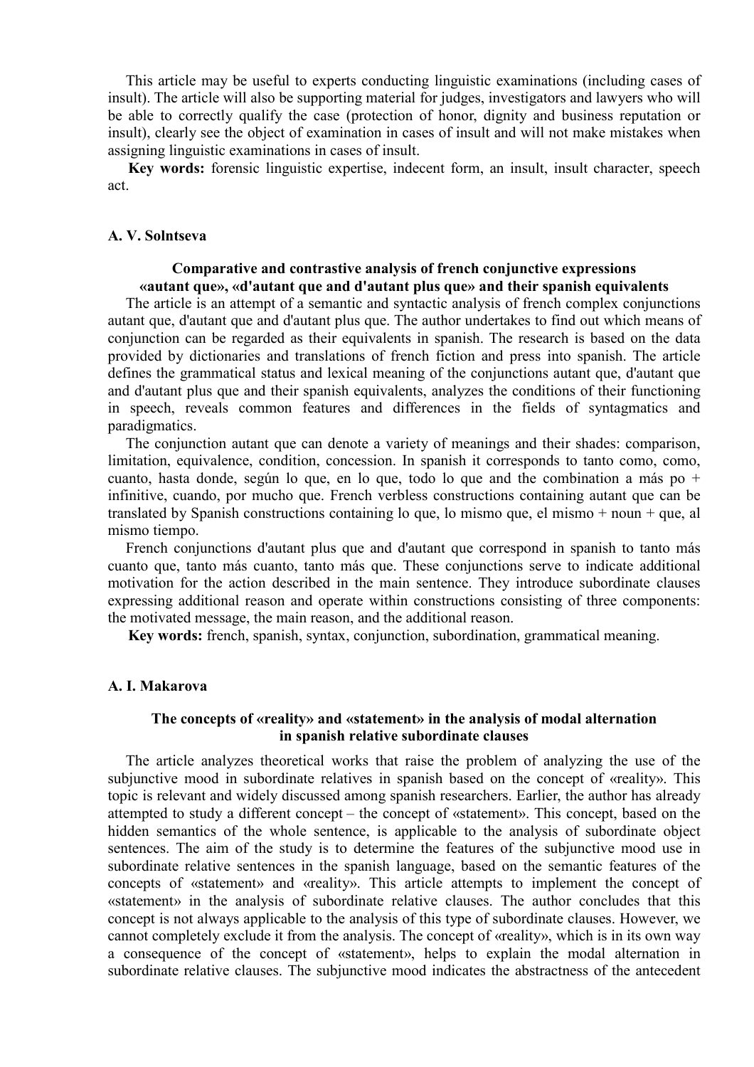This article may be useful to experts conducting linguistic examinations (including cases of insult). The article will also be supporting material for judges, investigators and lawyers who will be able to correctly qualify the case (protection of honor, dignity and business reputation or insult), clearly see the object of examination in cases of insult and will not make mistakes when assigning linguistic examinations in cases of insult.

**Key words:** forensic linguistic expertise, indecent form, an insult, insult character, speech act.

**A. V. Solntseva**

### Comparative and contrastive analysis of french conjunctive expressions «autant que», «d'autant que and d'autant plus que» and their spanish equivalents

The article is an attempt of a semantic and syntactic analysis of french complex conjunctions autant que, d'autant que and d'autant plus que. The author undertakes to find out which means of conjunction can be regarded as their equivalents in spanish. The research is based on the data provided by dictionaries and translations of french fiction and press into spanish. The article defines the grammatical status and lexical meaning of the conjunctions autant que, d'autant que and d'autant plus que and their spanish equivalents, analyzes the conditions of their functioning in speech, reveals common features and differences in the fields of syntagmatics and paradigmatics.

The conjunction autant que can denote a variety of meanings and their shades: comparison, limitation, equivalence, condition, concession. In spanish it corresponds to tanto como, como, cuanto, hasta donde, según lo que, en lo que, todo lo que and the combination a más po + infinitive, cuando, por mucho que. French verbless constructions containing autant que can be translated by Spanish constructions containing lo que, lo mismo que, el mismo + noun + que, al mismo tiempo.

French conjunctions d'autant plus que and d'autant que correspond in spanish to tanto más cuanto que, tanto más cuanto, tanto más que. These conjunctions serve to indicate additional motivation for the action described in the main sentence. They introduce subordinate clauses expressing additional reason and operate within constructions consisting of three components: the motivated message, the main reason, and the additional reason.

**Key words:** french, spanish, syntax, conjunction, subordination, grammatical meaning.

**A. I. Makarova**

### The concepts of «reality» and «statement» in the analysis of modal alternation in spanish relative subordinate clauses

The article analyzes theoretical works that raise the problem of analyzing the use of the subjunctive mood in subordinate relatives in spanish based on the concept of «reality». This topic is relevant and widely discussed among spanish researchers. Earlier, the author has already attempted to study a different concept – the concept of «statement». This concept, based on the hidden semantics of the whole sentence, is applicable to the analysis of subordinate object sentences. The aim of the study is to determine the features of the subjunctive mood use in subordinate relative sentences in the spanish language, based on the semantic features of the concepts of «statement» and «reality». This article attempts to implement the concept of «statement» in the analysis of subordinate relative clauses. The author concludes that this concept is not always applicable to the analysis of this type of subordinate clauses. However, we cannot completely exclude it from the analysis. The concept of «reality», which is in its own way a consequence of the concept of «statement», helps to explain the modal alternation in subordinate relative clauses. The subjunctive mood indicates the abstractness of the antecedent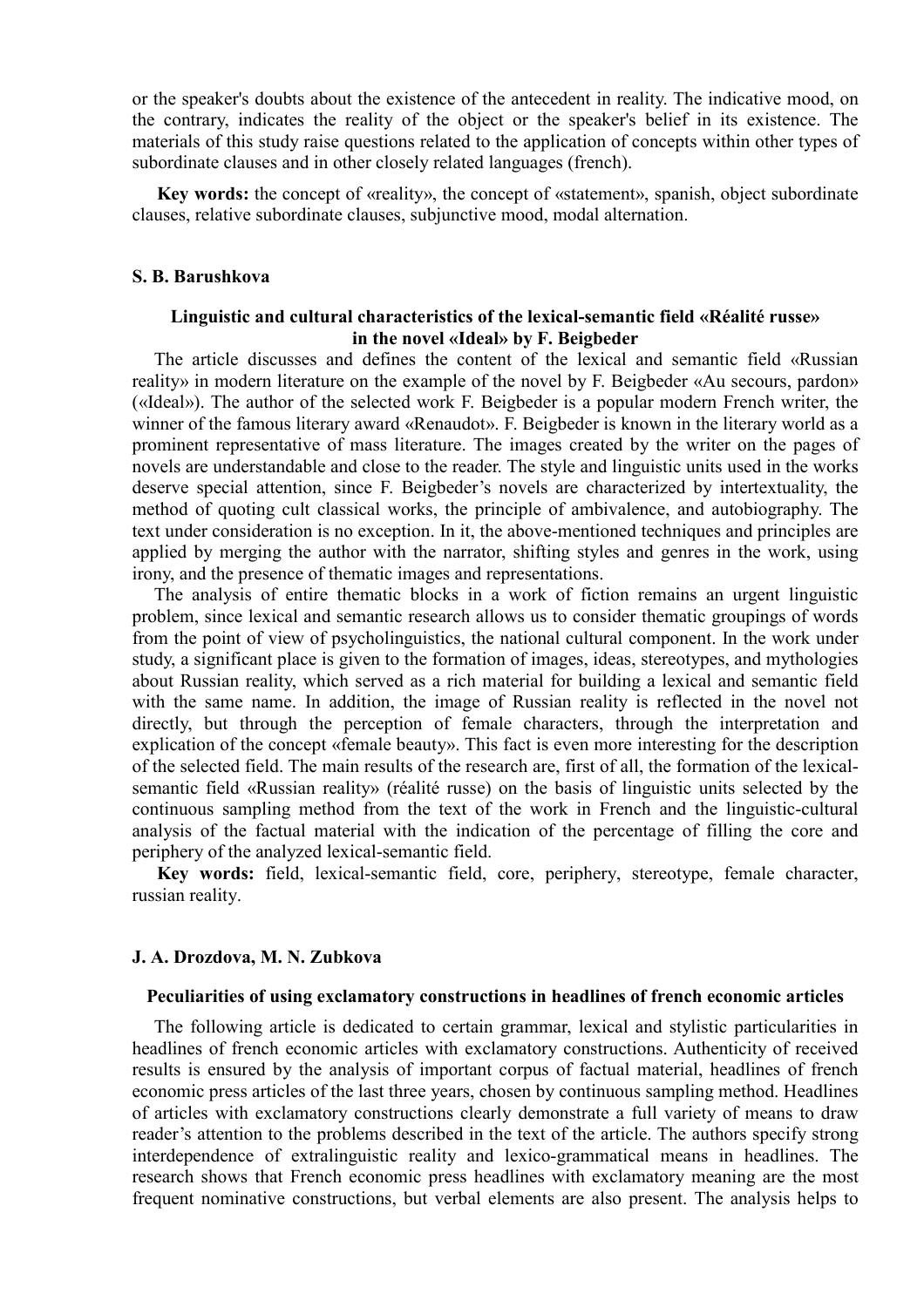or the speaker's doubts about the existence of the antecedent in reality. The indicative mood, on the contrary, indicates the reality of the object or the speaker's belief in its existence. The materials of this study raise questions related to the application of concepts within other types of subordinate clauses and in other closely related languages (french).

**Key words:** the concept of «reality», the concept of «statement», spanish, object subordinate clauses, relative subordinate clauses, subjunctive mood, modal alternation.

**S. B. Barushkova**

### Linguistic and cultural characteristics of the lexical-semantic field «Réalité russe» in the novel «Ideal» by F. Beigbeder

The article discusses and defines the content of the lexical and semantic field «Russian reality» in modern literature on the example of the novel by F. Beigbeder «Au secours, pardon» («Ideal»). The author of the selected work F. Beigbeder is a popular modern French writer, the winner of the famous literary award «Renaudot». F. Beigbeder is known in the literary world as a prominent representative of mass literature. The images created by the writer on the pages of novels are understandable and close to the reader. The style and linguistic units used in the works deserve special attention, since F. Beigbeder's novels are characterized by intertextuality, the method of quoting cult classical works, the principle of ambivalence, and autobiography. The text under consideration is no exception. In it, the above-mentioned techniques and principles are applied by merging the author with the narrator, shifting styles and genres in the work, using irony, and the presence of thematic images and representations.

The analysis of entire thematic blocks in a work of fiction remains an urgent linguistic problem, since lexical and semantic research allows us to consider thematic groupings of words from the point of view of psycholinguistics, the national cultural component. In the work under study, a significant place is given to the formation of images, ideas, stereotypes, and mythologies about Russian reality, which served as a rich material for building a lexical and semantic field with the same name. In addition, the image of Russian reality is reflected in the novel not directly, but through the perception of female characters, through the interpretation and explication of the concept «female beauty». This fact is even more interesting for the description of the selected field. The main results of the research are, first of all, the formation of the lexical-semantic field «Russian reality» (réalité russe) on the basis of linguistic units selected by the continuous sampling method from the text of the work in French and the linguistic-cultural analysis of the factual material with the indication of the percentage of filling the core and periphery of the analyzed lexical-semantic field.

**Key words:** field, lexical-semantic field, core, periphery, stereotype, female character, russian reality.

**J. A. Drozdova, M. N. Zubkova**

### Peculiarities of using exclamatory constructions in headlines of french economic articles

The following article is dedicated to certain grammar, lexical and stylistic particularities in headlines of french economic articles with exclamatory constructions. Authenticity of received results is ensured by the analysis of important corpus of factual material, headlines of french economic press articles of the last three years, chosen by continuous sampling method. Headlines of articles with exclamatory constructions clearly demonstrate a full variety of means to draw reader's attention to the problems described in the text of the article. The authors specify strong interdependence of extralinguistic reality and lexico-grammatical means in headlines. The research shows that French economic press headlines with exclamatory meaning are the most frequent nominative constructions, but verbal elements are also present. The analysis helps to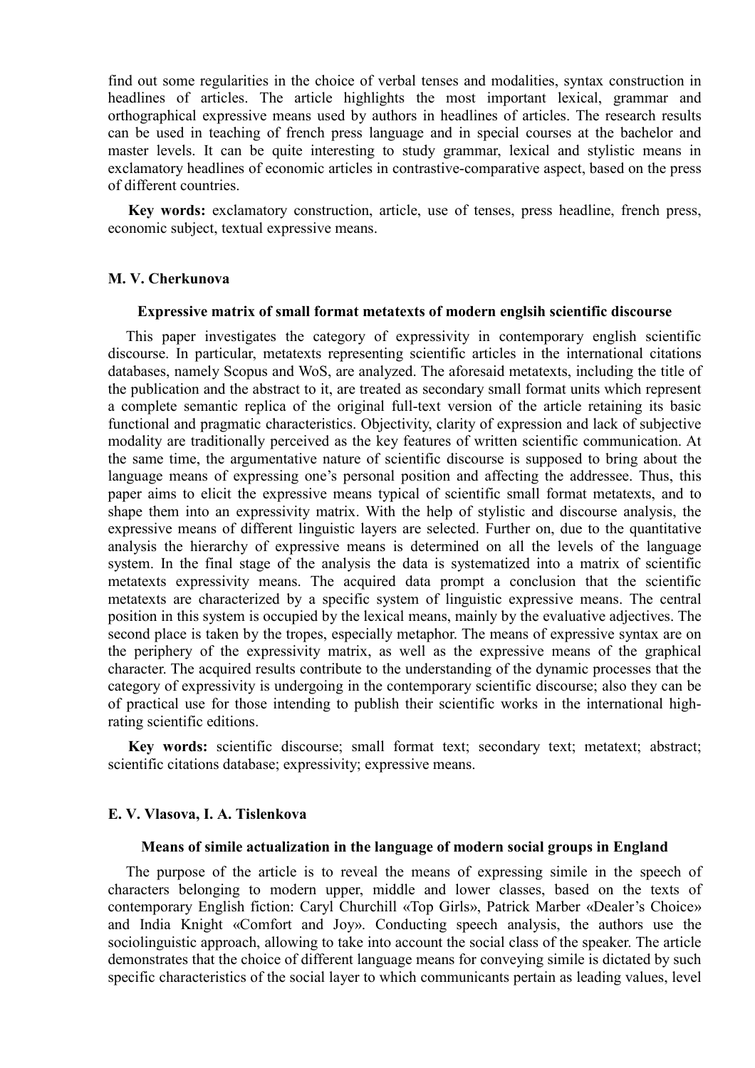find out some regularities in the choice of verbal tenses and modalities, syntax construction in headlines of articles. The article highlights the most important lexical, grammar and orthographical expressive means used by authors in headlines of articles. The research results can be used in teaching of french press language and in special courses at the bachelor and master levels. It can be quite interesting to study grammar, lexical and stylistic means in exclamatory headlines of economic articles in contrastive-comparative aspect, based on the press of different countries.

**Key words:** exclamatory construction, article, use of tenses, press headline, french press, economic subject, textual expressive means.

**M. V. Cherkunova**

**Expressive matrix of small format metatexts of modern englsih scientific discourse**

This paper investigates the category of expressivity in contemporary english scientific discourse. In particular, metatexts representing scientific articles in the international citations databases, namely Scopus and WoS, are analyzed. The aforesaid metatexts, including the title of the publication and the abstract to it, are treated as secondary small format units which represent a complete semantic replica of the original full-text version of the article retaining its basic functional and pragmatic characteristics. Objectivity, clarity of expression and lack of subjective modality are traditionally perceived as the key features of written scientific communication. At the same time, the argumentative nature of scientific discourse is supposed to bring about the language means of expressing one's personal position and affecting the addressee. Thus, this paper aims to elicit the expressive means typical of scientific small format metatexts, and to shape them into an expressivity matrix. With the help of stylistic and discourse analysis, the expressive means of different linguistic layers are selected. Further on, due to the quantitative analysis the hierarchy of expressive means is determined on all the levels of the language system. In the final stage of the analysis the data is systematized into a matrix of scientific metatexts expressivity means. The acquired data prompt a conclusion that the scientific metatexts are characterized by a specific system of linguistic expressive means. The central position in this system is occupied by the lexical means, mainly by the evaluative adjectives. The second place is taken by the tropes, especially metaphor. The means of expressive syntax are on the periphery of the expressivity matrix, as well as the expressive means of the graphical character. The acquired results contribute to the understanding of the dynamic processes that the category of expressivity is undergoing in the contemporary scientific discourse; also they can be of practical use for those intending to publish their scientific works in the international high-rating scientific editions.

**Key words:** scientific discourse; small format text; secondary text; metatext; abstract; scientific citations database; expressivity; expressive means.

**E. V. Vlasova, I. A. Tislenkova**

**Means of simile actualization in the language of modern social groups in England**

The purpose of the article is to reveal the means of expressing simile in the speech of characters belonging to modern upper, middle and lower classes, based on the texts of contemporary English fiction: Caryl Churchill «Top Girls», Patrick Marber «Dealer's Choice» and India Knight «Comfort and Joy». Conducting speech analysis, the authors use the sociolinguistic approach, allowing to take into account the social class of the speaker. The article demonstrates that the choice of different language means for conveying simile is dictated by such specific characteristics of the social layer to which communicants pertain as leading values, level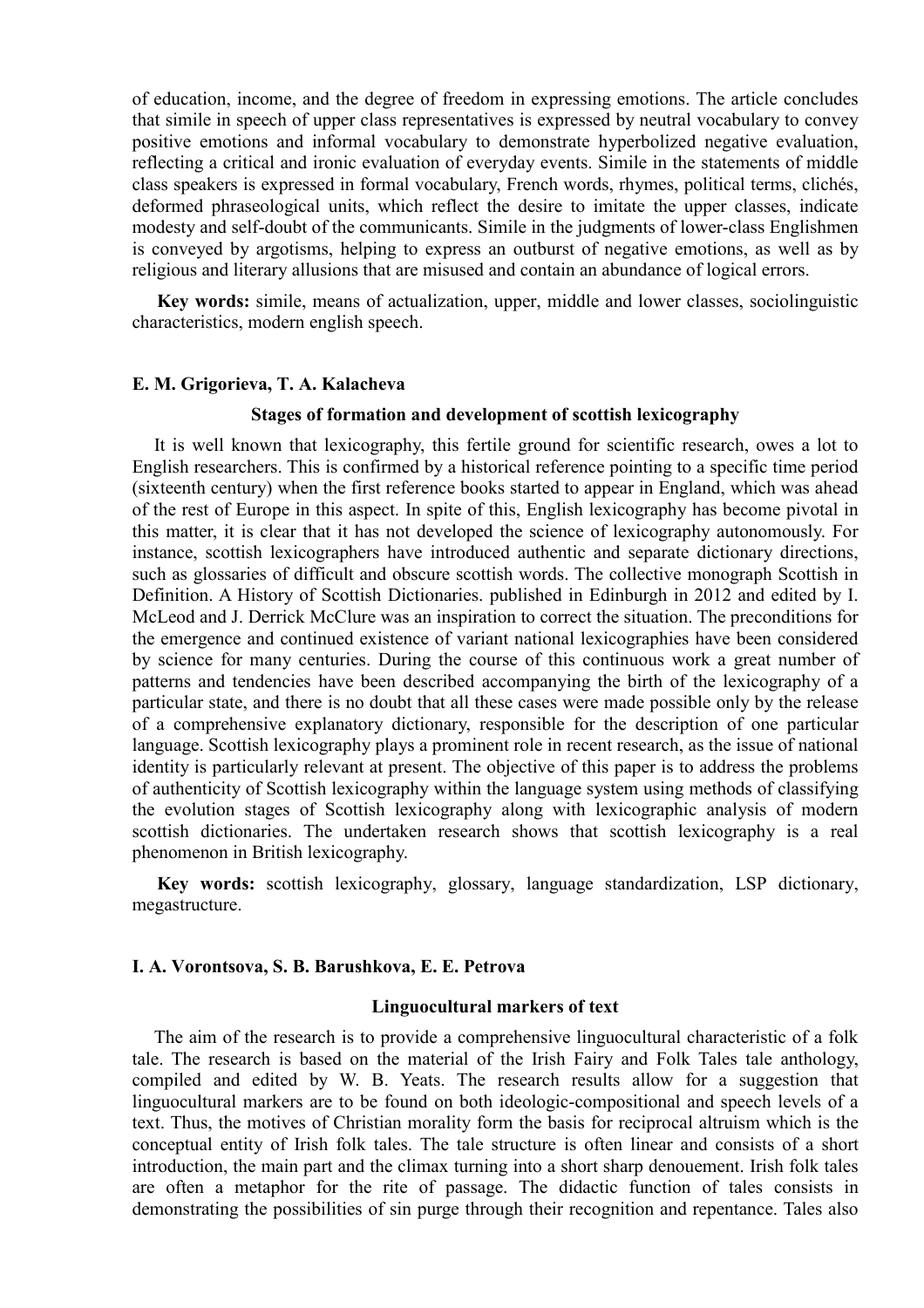of education, income, and the degree of freedom in expressing emotions. The article concludes that simile in speech of upper class representatives is expressed by neutral vocabulary to convey positive emotions and informal vocabulary to demonstrate hyperbolized negative evaluation, reflecting a critical and ironic evaluation of everyday events. Simile in the statements of middle class speakers is expressed in formal vocabulary, French words, rhymes, political terms, clichés, deformed phraseological units, which reflect the desire to imitate the upper classes, indicate modesty and self-doubt of the communicants. Simile in the judgments of lower-class Englishmen is conveyed by argotisms, helping to express an outburst of negative emotions, as well as by religious and literary allusions that are misused and contain an abundance of logical errors.

**Key words:** simile, means of actualization, upper, middle and lower classes, sociolinguistic characteristics, modern english speech.

**E. M. Grigorieva, T. A. Kalacheva**

### Stages of formation and development of scottish lexicography

It is well known that lexicography, this fertile ground for scientific research, owes a lot to English researchers. This is confirmed by a historical reference pointing to a specific time period (sixteenth century) when the first reference books started to appear in England, which was ahead of the rest of Europe in this aspect. In spite of this, English lexicography has become pivotal in this matter, it is clear that it has not developed the science of lexicography autonomously. For instance, scottish lexicographers have introduced authentic and separate dictionary directions, such as glossaries of difficult and obscure scottish words. The collective monograph Scottish in Definition. A History of Scottish Dictionaries. published in Edinburgh in 2012 and edited by I. McLeod and J. Derrick McClure was an inspiration to correct the situation. The preconditions for the emergence and continued existence of variant national lexicographies have been considered by science for many centuries. During the course of this continuous work a great number of patterns and tendencies have been described accompanying the birth of the lexicography of a particular state, and there is no doubt that all these cases were made possible only by the release of a comprehensive explanatory dictionary, responsible for the description of one particular language. Scottish lexicography plays a prominent role in recent research, as the issue of national identity is particularly relevant at present. The objective of this paper is to address the problems of authenticity of Scottish lexicography within the language system using methods of classifying the evolution stages of Scottish lexicography along with lexicographic analysis of modern scottish dictionaries. The undertaken research shows that scottish lexicography is a real phenomenon in British lexicography.

**Key words:** scottish lexicography, glossary, language standardization, LSP dictionary, megastructure.

**I. A. Vorontsova, S. B. Barushkova, E. E. Petrova**

### Linguocultural markers of text

The aim of the research is to provide a comprehensive linguocultural characteristic of a folk tale. The research is based on the material of the Irish Fairy and Folk Tales tale anthology, compiled and edited by W. B. Yeats. The research results allow for a suggestion that linguocultural markers are to be found on both ideologic-compositional and speech levels of a text. Thus, the motives of Christian morality form the basis for reciprocal altruism which is the conceptual entity of Irish folk tales. The tale structure is often linear and consists of a short introduction, the main part and the climax turning into a short sharp denouement. Irish folk tales are often a metaphor for the rite of passage. The didactic function of tales consists in demonstrating the possibilities of sin purge through their recognition and repentance. Tales also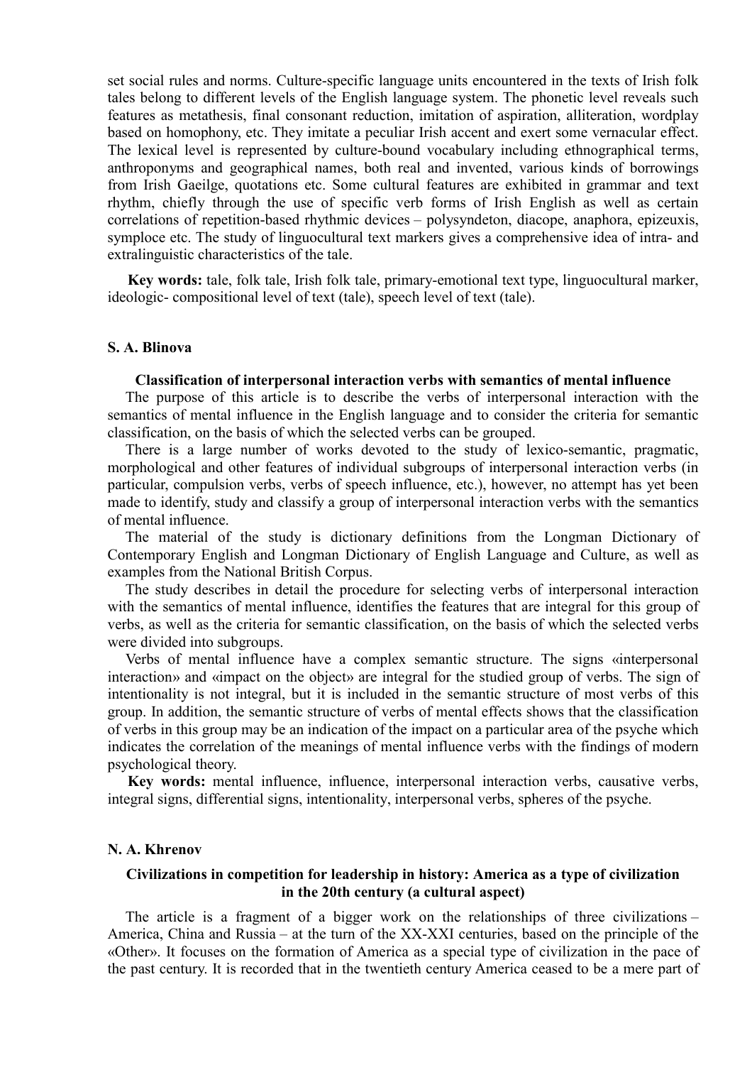set social rules and norms. Culture-specific language units encountered in the texts of Irish folk tales belong to different levels of the English language system. The phonetic level reveals such features as metathesis, final consonant reduction, imitation of aspiration, alliteration, wordplay based on homophony, etc. They imitate a peculiar Irish accent and exert some vernacular effect. The lexical level is represented by culture-bound vocabulary including ethnographical terms, anthroponyms and geographical names, both real and invented, various kinds of borrowings from Irish Gaeilge, quotations etc. Some cultural features are exhibited in grammar and text rhythm, chiefly through the use of specific verb forms of Irish English as well as certain correlations of repetition-based rhythmic devices – polysyndeton, diacope, anaphora, epizeuxis, symploce etc. The study of linguocultural text markers gives a comprehensive idea of intra- and extralinguistic characteristics of the tale.

**Key words:** tale, folk tale, Irish folk tale, primary-emotional text type, linguocultural marker, ideologic- compositional level of text (tale), speech level of text (tale).

**S. A. Blinova**

### Classification of interpersonal interaction verbs with semantics of mental influence

The purpose of this article is to describe the verbs of interpersonal interaction with the semantics of mental influence in the English language and to consider the criteria for semantic classification, on the basis of which the selected verbs can be grouped.

There is a large number of works devoted to the study of lexico-semantic, pragmatic, morphological and other features of individual subgroups of interpersonal interaction verbs (in particular, compulsion verbs, verbs of speech influence, etc.), however, no attempt has yet been made to identify, study and classify a group of interpersonal interaction verbs with the semantics of mental influence.

The material of the study is dictionary definitions from the Longman Dictionary of Contemporary English and Longman Dictionary of English Language and Culture, as well as examples from the National British Corpus.

The study describes in detail the procedure for selecting verbs of interpersonal interaction with the semantics of mental influence, identifies the features that are integral for this group of verbs, as well as the criteria for semantic classification, on the basis of which the selected verbs were divided into subgroups.

Verbs of mental influence have a complex semantic structure. The signs «interpersonal interaction» and «impact on the object» are integral for the studied group of verbs. The sign of intentionality is not integral, but it is included in the semantic structure of most verbs of this group. In addition, the semantic structure of verbs of mental effects shows that the classification of verbs in this group may be an indication of the impact on a particular area of the psyche which indicates the correlation of the meanings of mental influence verbs with the findings of modern psychological theory.

**Key words:** mental influence, influence, interpersonal interaction verbs, causative verbs, integral signs, differential signs, intentionality, interpersonal verbs, spheres of the psyche.

**N. A. Khrenov**

### Civilizations in competition for leadership in history: America as a type of civilization in the 20th century (a cultural aspect)

The article is a fragment of a bigger work on the relationships of three civilizations – America, China and Russia – at the turn of the XX-XXI centuries, based on the principle of the «Other». It focuses on the formation of America as a special type of civilization in the pace of the past century. It is recorded that in the twentieth century America ceased to be a mere part of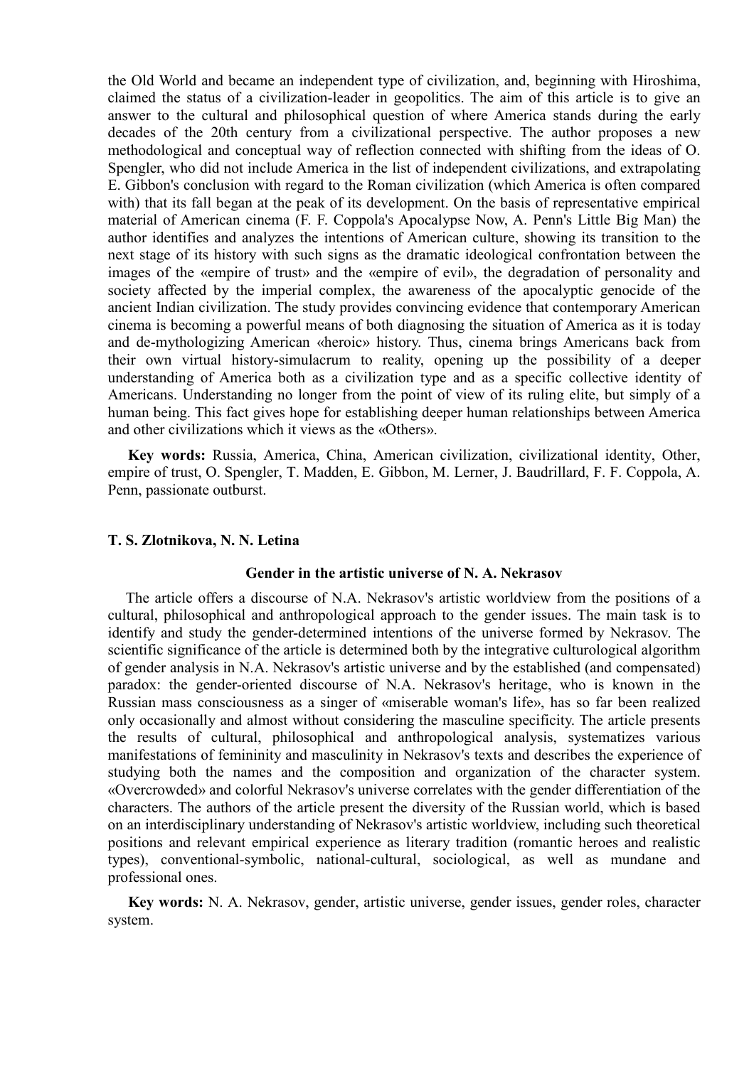the Old World and became an independent type of civilization, and, beginning with Hiroshima, claimed the status of a civilization-leader in geopolitics. The aim of this article is to give an answer to the cultural and philosophical question of where America stands during the early decades of the 20th century from a civilizational perspective. The author proposes a new methodological and conceptual way of reflection connected with shifting from the ideas of O. Spengler, who did not include America in the list of independent civilizations, and extrapolating E. Gibbon's conclusion with regard to the Roman civilization (which America is often compared with) that its fall began at the peak of its development. On the basis of representative empirical material of American cinema (F. F. Coppola's Apocalypse Now, A. Penn's Little Big Man) the author identifies and analyzes the intentions of American culture, showing its transition to the next stage of its history with such signs as the dramatic ideological confrontation between the images of the «empire of trust» and the «empire of evil», the degradation of personality and society affected by the imperial complex, the awareness of the apocalyptic genocide of the ancient Indian civilization. The study provides convincing evidence that contemporary American cinema is becoming a powerful means of both diagnosing the situation of America as it is today and de-mythologizing American «heroic» history. Thus, cinema brings Americans back from their own virtual history-simulacrum to reality, opening up the possibility of a deeper understanding of America both as a civilization type and as a specific collective identity of Americans. Understanding no longer from the point of view of its ruling elite, but simply of a human being. This fact gives hope for establishing deeper human relationships between America and other civilizations which it views as the «Others».

**Key words:** Russia, America, China, American civilization, civilizational identity, Other, empire of trust, O. Spengler, T. Madden, E. Gibbon, M. Lerner, J. Baudrillard, F. F. Coppola, A. Penn, passionate outburst.

**T. S. Zlotnikova, N. N. Letina**

### Gender in the artistic universe of N. A. Nekrasov

The article offers a discourse of N.A. Nekrasov's artistic worldview from the positions of a cultural, philosophical and anthropological approach to the gender issues. The main task is to identify and study the gender-determined intentions of the universe formed by Nekrasov. The scientific significance of the article is determined both by the integrative culturological algorithm of gender analysis in N.A. Nekrasov's artistic universe and by the established (and compensated) paradox: the gender-oriented discourse of N.A. Nekrasov's heritage, who is known in the Russian mass consciousness as a singer of «miserable woman's life», has so far been realized only occasionally and almost without considering the masculine specificity. The article presents the results of cultural, philosophical and anthropological analysis, systematizes various manifestations of femininity and masculinity in Nekrasov's texts and describes the experience of studying both the names and the composition and organization of the character system. «Overcrowded» and colorful Nekrasov's universe correlates with the gender differentiation of the characters. The authors of the article present the diversity of the Russian world, which is based on an interdisciplinary understanding of Nekrasov's artistic worldview, including such theoretical positions and relevant empirical experience as literary tradition (romantic heroes and realistic types), conventional-symbolic, national-cultural, sociological, as well as mundane and professional ones.

**Key words:** N. A. Nekrasov, gender, artistic universe, gender issues, gender roles, character system.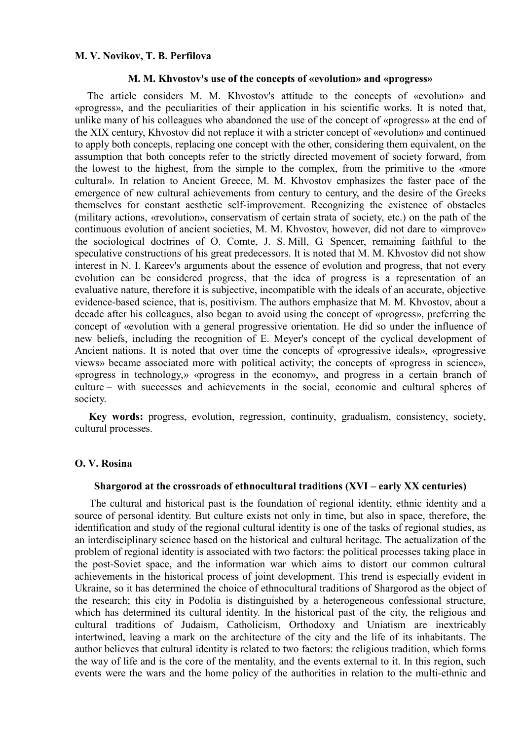**M. V. Novikov, T. B. Perfilova**

### M. M. Khvostov's use of the concepts of «evolution» and «progress»

The article considers M. M. Khvostov's attitude to the concepts of «evolution» and «progress», and the peculiarities of their application in his scientific works. It is noted that, unlike many of his colleagues who abandoned the use of the concept of «progress» at the end of the XIX century, Khvostov did not replace it with a stricter concept of «evolution» and continued to apply both concepts, replacing one concept with the other, considering them equivalent, on the assumption that both concepts refer to the strictly directed movement of society forward, from the lowest to the highest, from the simple to the complex, from the primitive to the «more cultural». In relation to Ancient Greece, M. M. Khvostov emphasizes the faster pace of the emergence of new cultural achievements from century to century, and the desire of the Greeks themselves for constant aesthetic self-improvement. Recognizing the existence of obstacles (military actions, «revolution», conservatism of certain strata of society, etc.) on the path of the continuous evolution of ancient societies, M. M. Khvostov, however, did not dare to «improve» the sociological doctrines of O. Comte, J. S. Mill, G. Spencer, remaining faithful to the speculative constructions of his great predecessors. It is noted that M. M. Khvostov did not show interest in N. I. Kareev's arguments about the essence of evolution and progress, that not every evolution can be considered progress, that the idea of progress is a representation of an evaluative nature, therefore it is subjective, incompatible with the ideals of an accurate, objective evidence-based science, that is, positivism. The authors emphasize that M. M. Khvostov, about a decade after his colleagues, also began to avoid using the concept of «progress», preferring the concept of «evolution with a general progressive orientation. He did so under the influence of new beliefs, including the recognition of E. Meyer's concept of the cyclical development of Ancient nations. It is noted that over time the concepts of «progressive ideals», «progressive views» became associated more with political activity; the concepts of «progress in science», «progress in technology,» «progress in the economy», and progress in a certain branch of culture – with successes and achievements in the social, economic and cultural spheres of society.

**Key words:** progress, evolution, regression, continuity, gradualism, consistency, society, cultural processes.

**O. V. Rosina**

### Shargorod at the crossroads of ethnocultural traditions (XVI – early XX centuries)

The cultural and historical past is the foundation of regional identity, ethnic identity and a source of personal identity. But culture exists not only in time, but also in space, therefore, the identification and study of the regional cultural identity is one of the tasks of regional studies, as an interdisciplinary science based on the historical and cultural heritage. The actualization of the problem of regional identity is associated with two factors: the political processes taking place in the post-Soviet space, and the information war which aims to distort our common cultural achievements in the historical process of joint development. This trend is especially evident in Ukraine, so it has determined the choice of ethnocultural traditions of Shargorod as the object of the research; this city in Podolia is distinguished by a heterogeneous confessional structure, which has determined its cultural identity. In the historical past of the city, the religious and cultural traditions of Judaism, Catholicism, Orthodoxy and Uniatism are inextricably intertwined, leaving a mark on the architecture of the city and the life of its inhabitants. The author believes that cultural identity is related to two factors: the religious tradition, which forms the way of life and is the core of the mentality, and the events external to it. In this region, such events were the wars and the home policy of the authorities in relation to the multi-ethnic and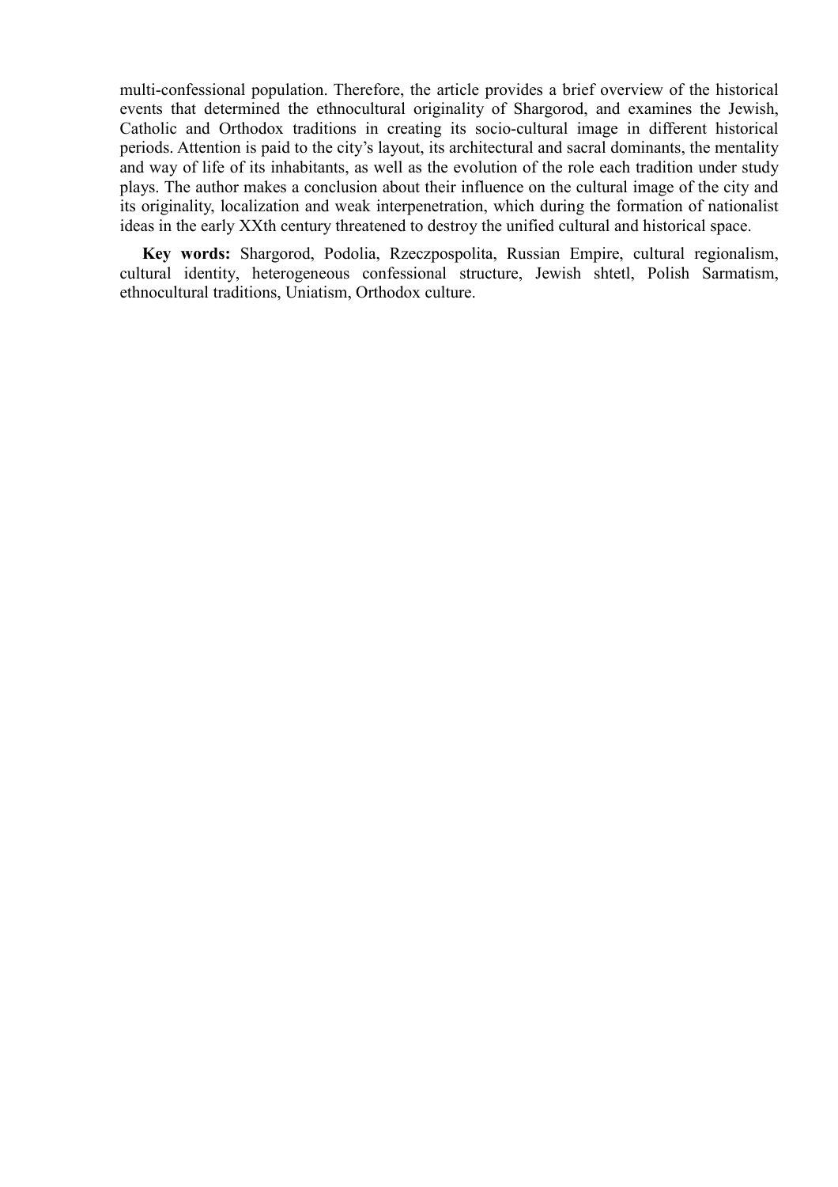multi-confessional population. Therefore, the article provides a brief overview of the historical events that determined the ethnocultural originality of Shargorod, and examines the Jewish, Catholic and Orthodox traditions in creating its socio-cultural image in different historical periods. Attention is paid to the city's layout, its architectural and sacral dominants, the mentality and way of life of its inhabitants, as well as the evolution of the role each tradition under study plays. The author makes a conclusion about their influence on the cultural image of the city and its originality, localization and weak interpenetration, which during the formation of nationalist ideas in the early XXth century threatened to destroy the unified cultural and historical space.

**Key words:** Shargorod, Podolia, Rzeczpospolita, Russian Empire, cultural regionalism, cultural identity, heterogeneous confessional structure, Jewish shtetl, Polish Sarmatism, ethnocultural traditions, Uniatism, Orthodox culture.